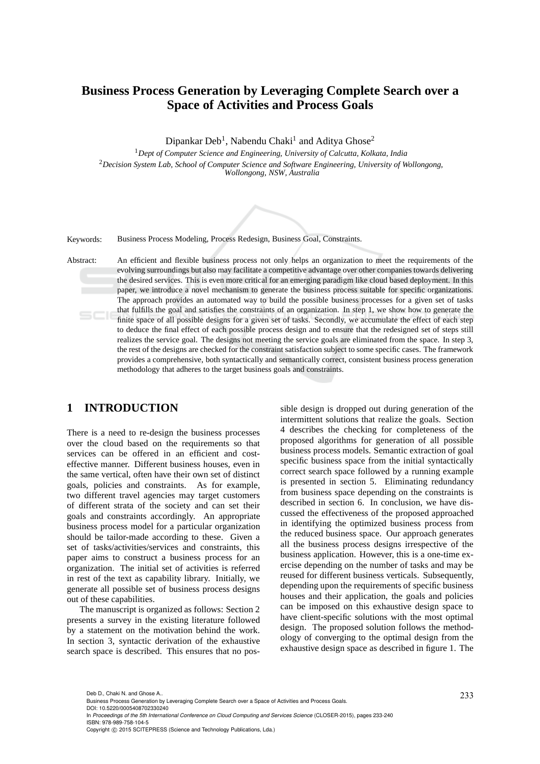# Business Process Generation by Leveraging Complete Search over a Space of Activities and Process Goals

Dipankar Deb[1], Nabendu Chaki[1] and Aditya Ghose[2]

[1]*Dept of Computer Science and Engineering, University of Calcutta, Kolkata, India*
[2]*Decision System Lab, School of Computer Science and Software Engineering, University of Wollongong, Wollongong, NSW, Australia*

Keywords: Business Process Modeling, Process Redesign, Business Goal, Constraints.

Abstract: An efficient and flexible business process not only helps an organization to meet the requirements of the evolving surroundings but also may facilitate a competitive advantage over other companies towards delivering the desired services. This is even more critical for an emerging paradigm like cloud based deployment. In this paper, we introduce a novel mechanism to generate the business process suitable for specific organizations. The approach provides an automated way to build the possible business processes for a given set of tasks that fulfills the goal and satisfies the constraints of an organization. In step 1, we show how to generate the finite space of all possible designs for a given set of tasks. Secondly, we accumulate the effect of each step to deduce the final effect of each possible process design and to ensure that the redesigned set of steps still realizes the service goal. The designs not meeting the service goals are eliminated from the space. In step 3, the rest of the designs are checked for the constraint satisfaction subject to some specific cases. The framework provides a comprehensive, both syntactically and semantically correct, consistent business process generation methodology that adheres to the target business goals and constraints.

## 1 INTRODUCTION

There is a need to re-design the business processes over the cloud based on the requirements so that services can be offered in an efficient and cost-effective manner. Different business houses, even in the same vertical, often have their own set of distinct goals, policies and constraints. As for example, two different travel agencies may target customers of different strata of the society and can set their goals and constraints accordingly. An appropriate business process model for a particular organization should be tailor-made according to these. Given a set of tasks/activities/services and constraints, this paper aims to construct a business process for an organization. The initial set of activities is referred in rest of the text as capability library. Initially, we generate all possible set of business process designs out of these capabilities.

The manuscript is organized as follows: Section 2 presents a survey in the existing literature followed by a statement on the motivation behind the work. In section 3, syntactic derivation of the exhaustive search space is described. This ensures that no possible design is dropped out during generation of the intermittent solutions that realize the goals. Section 4 describes the checking for completeness of the proposed algorithms for generation of all possible business process models. Semantic extraction of goal specific business space from the initial syntactically correct search space followed by a running example is presented in section 5. Eliminating redundancy from business space depending on the constraints is described in section 6. In conclusion, we have discussed the effectiveness of the proposed approached in identifying the optimized business process from the reduced business space. Our approach generates all the business process designs irrespective of the business application. However, this is a one-time exercise depending on the number of tasks and may be reused for different business verticals. Subsequently, depending upon the requirements of specific business houses and their application, the goals and policies can be imposed on this exhaustive design space to have client-specific solutions with the most optimal design. The proposed solution follows the methodology of converging to the optimal design from the exhaustive design space as described in figure 1. The

Deb D., Chaki N. and Ghose A..
Business Process Generation by Leveraging Complete Search over a Space of Activities and Process Goals.
DOI: 10.5220/0005408702330240
In *Proceedings of the 5th International Conference on Cloud Computing and Services Science* (CLOSER-2015), pages 233-240
ISBN: 978-989-758-104-5
Copyright © 2015 SCITEPRESS (Science and Technology Publications, Lda.)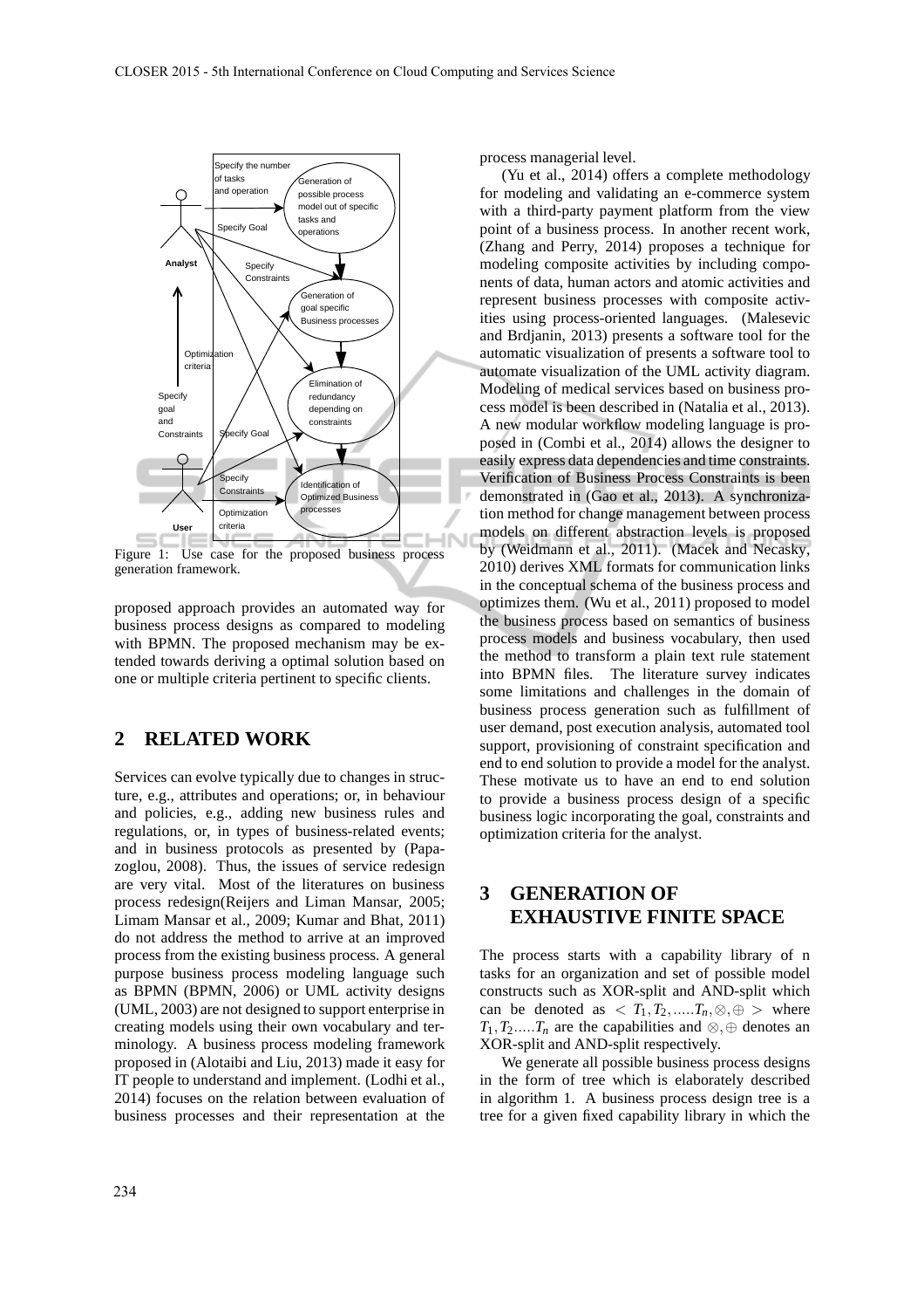Figure 1: Use case for the proposed business process generation framework.

proposed approach provides an automated way for business process designs as compared to modeling with BPMN. The proposed mechanism may be extended towards deriving a optimal solution based on one or multiple criteria pertinent to specific clients.

## 2 RELATED WORK

Services can evolve typically due to changes in structure, e.g., attributes and operations; or, in behaviour and policies, e.g., adding new business rules and regulations, or, in types of business-related events; and in business protocols as presented by (Papazoglou, 2008). Thus, the issues of service redesign are very vital. Most of the literatures on business process redesign(Reijers and Liman Mansar, 2005; Limam Mansar et al., 2009; Kumar and Bhat, 2011) do not address the method to arrive at an improved process from the existing business process. A general purpose business process modeling language such as BPMN (BPMN, 2006) or UML activity designs (UML, 2003) are not designed to support enterprise in creating models using their own vocabulary and terminology. A business process modeling framework proposed in (Alotaibi and Liu, 2013) made it easy for IT people to understand and implement. (Lodhi et al., 2014) focuses on the relation between evaluation of business processes and their representation at the process managerial level.

(Yu et al., 2014) offers a complete methodology for modeling and validating an e-commerce system with a third-party payment platform from the view point of a business process. In another recent work, (Zhang and Perry, 2014) proposes a technique for modeling composite activities by including components of data, human actors and atomic activities and represent business processes with composite activities using process-oriented languages. (Malesevic and Brdjanin, 2013) presents a software tool for the automatic visualization of presents a software tool to automate visualization of the UML activity diagram. Modeling of medical services based on business process model is been described in (Natalia et al., 2013). A new modular workflow modeling language is proposed in (Combi et al., 2014) allows the designer to easily express data dependencies and time constraints. Verification of Business Process Constraints is been demonstrated in (Gao et al., 2013). A synchronization method for change management between process models on different abstraction levels is proposed by (Weidmann et al., 2011). (Macek and Necasky, 2010) derives XML formats for communication links in the conceptual schema of the business process and optimizes them. (Wu et al., 2011) proposed to model the business process based on semantics of business process models and business vocabulary, then used the method to transform a plain text rule statement into BPMN files. The literature survey indicates some limitations and challenges in the domain of business process generation such as fulfillment of user demand, post execution analysis, automated tool support, provisioning of constraint specification and end to end solution to provide a model for the analyst. These motivate us to have an end to end solution to provide a business process design of a specific business logic incorporating the goal, constraints and optimization criteria for the analyst.

## 3 GENERATION OF EXHAUSTIVE FINITE SPACE

The process starts with a capability library of n tasks for an organization and set of possible model constructs such as XOR-split and AND-split which can be denoted as $< T_1, T_2, .....T_n, \otimes, \oplus >$ where $T_1, T_2.....T_n$ are the capabilities and $\otimes, \oplus$ denotes an XOR-split and AND-split respectively.

We generate all possible business process designs in the form of tree which is elaborately described in algorithm 1. A business process design tree is a tree for a given fixed capability library in which the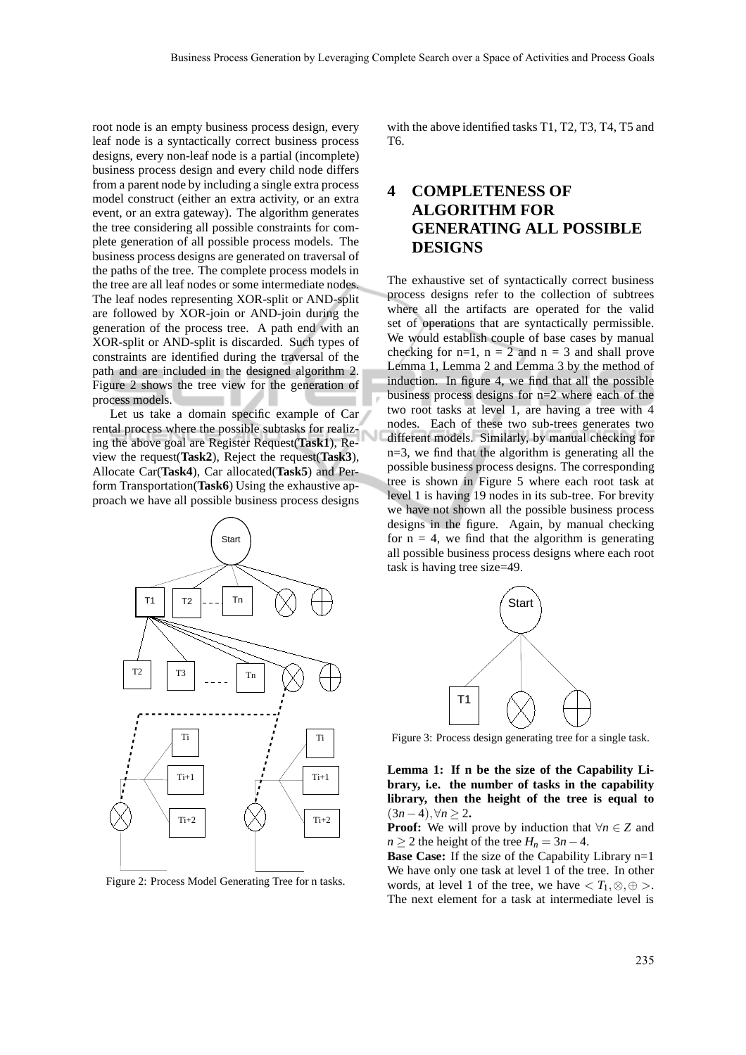root node is an empty business process design, every leaf node is a syntactically correct business process designs, every non-leaf node is a partial (incomplete) business process design and every child node differs from a parent node by including a single extra process model construct (either an extra activity, or an extra event, or an extra gateway). The algorithm generates the tree considering all possible constraints for complete generation of all possible process models. The business process designs are generated on traversal of the paths of the tree. The complete process models in the tree are all leaf nodes or some intermediate nodes. The leaf nodes representing XOR-split or AND-split are followed by XOR-join or AND-join during the generation of the process tree. A path end with an XOR-split or AND-split is discarded. Such types of constraints are identified during the traversal of the path and are included in the designed algorithm 2. Figure 2 shows the tree view for the generation of process models.

Let us take a domain specific example of Car rental process where the possible subtasks for realizing the above goal are Register Request(**Task1**), Review the request(**Task2**), Reject the request(**Task3**), Allocate Car(**Task4**), Car allocated(**Task5**) and Perform Transportation(**Task6**) Using the exhaustive approach we have all possible business process designs with the above identified tasks T1, T2, T3, T4, T5 and T6.

Figure 2: Process Model Generating Tree for n tasks.

## 4 COMPLETENESS OF ALGORITHM FOR GENERATING ALL POSSIBLE DESIGNS

The exhaustive set of syntactically correct business process designs refer to the collection of subtrees where all the artifacts are operated for the valid set of operations that are syntactically permissible. We would establish couple of base cases by manual checking for n=1, n = 2 and n = 3 and shall prove Lemma 1, Lemma 2 and Lemma 3 by the method of induction. In figure 4, we find that all the possible business process designs for n=2 where each of the two root tasks at level 1, are having a tree with 4 nodes. Each of these two sub-trees generates two different models. Similarly, by manual checking for n=3, we find that the algorithm is generating all the possible business process designs. The corresponding tree is shown in Figure 5 where each root task at level 1 is having 19 nodes in its sub-tree. For brevity we have not shown all the possible business process designs in the figure. Again, by manual checking for n = 4, we find that the algorithm is generating all possible business process designs where each root task is having tree size=49.

Figure 3: Process design generating tree for a single task.

**Lemma 1: If n be the size of the Capability Library, i.e. the number of tasks in the capability library, then the height of the tree is equal to $(3n-4), \forall n \geq 2$.**

**Proof:** We will prove by induction that $\forall n \in Z$ and $n \geq 2$ the height of the tree $H_n = 3n - 4$.

**Base Case:** If the size of the Capability Library n=1 We have only one task at level 1 of the tree. In other words, at level 1 of the tree, we have $< T_1, \otimes, \oplus >$. The next element for a task at intermediate level is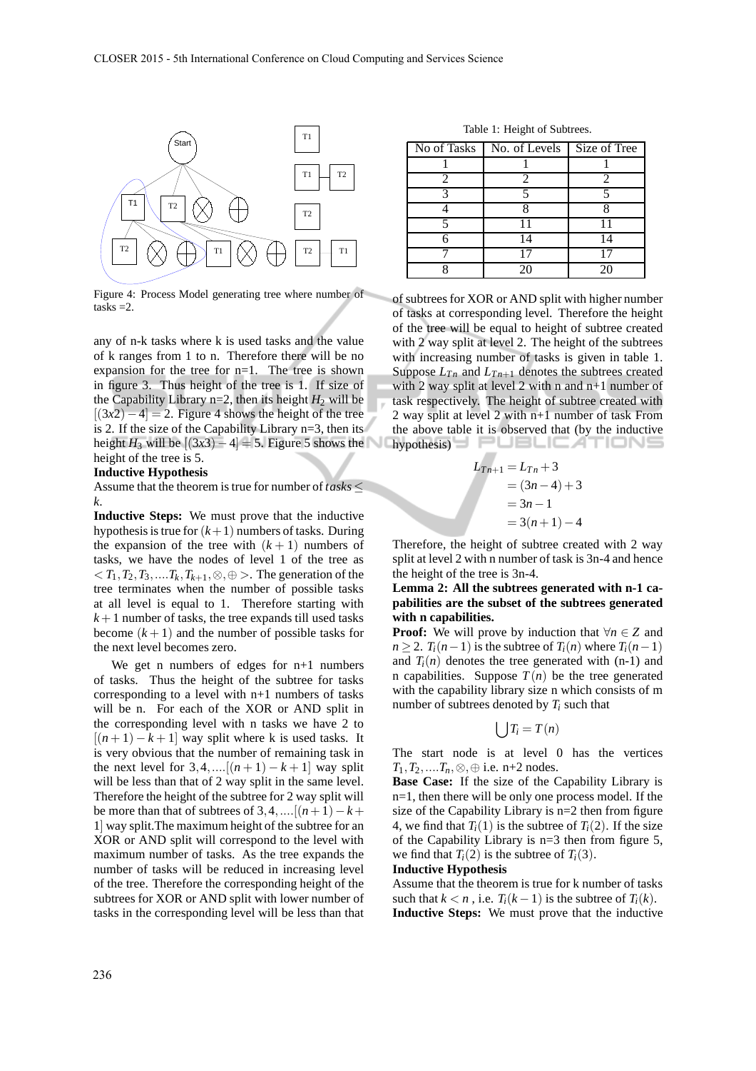Figure 4: Process Model generating tree where number of tasks =2.

any of n-k tasks where k is used tasks and the value of k ranges from 1 to n. Therefore there will be no expansion for the tree for n=1. The tree is shown in figure 3. Thus height of the tree is 1. If size of the Capability Library n=2, then its height $H_2$ will be $[(3x2) - 4] = 2$. Figure 4 shows the height of the tree is 2. If the size of the Capability Library n=3, then its height $H_3$ will be $[(3x3) - 4] = 5$. Figure 5 shows the height of the tree is 5.

**Inductive Hypothesis**

Assume that the theorem is true for number of $tasks \leq k$.

**Inductive Steps:** We must prove that the inductive hypothesis is true for $(k+1)$ numbers of tasks. During the expansion of the tree with $(k+1)$ numbers of tasks, we have the nodes of level 1 of the tree as $< T_1, T_2, T_3, ....T_k, T_{k+1}, \otimes, \oplus >$. The generation of the tree terminates when the number of possible tasks at all level is equal to 1. Therefore starting with $k+1$ number of tasks, the tree expands till used tasks become $(k+1)$ and the number of possible tasks for the next level becomes zero.

We get n numbers of edges for n+1 numbers of tasks. Thus the height of the subtree for tasks corresponding to a level with n+1 numbers of tasks will be n. For each of the XOR or AND split in the corresponding level with n tasks we have 2 to $[(n+1) - k + 1]$ way split where k is used tasks. It is very obvious that the number of remaining task in the next level for $3, 4, ....[(n+1) - k + 1]$ way split will be less than that of 2 way split in the same level. Therefore the height of the subtree for 2 way split will be more than that of subtrees of $3, 4, ....[(n+1) - k + 1]$ way split.The maximum height of the subtree for an XOR or AND split will correspond to the level with maximum number of tasks. As the tree expands the number of tasks will be reduced in increasing level of the tree. Therefore the corresponding height of the subtrees for XOR or AND split with lower number of tasks in the corresponding level will be less than that of subtrees for XOR or AND split with higher number of tasks at corresponding level. Therefore the height of the tree will be equal to height of subtree created with 2 way split at level 2. The height of the subtrees with increasing number of tasks is given in table 1. Suppose $L_{Tn}$ and $L_{Tn+1}$ denotes the subtrees created with 2 way split at level 2 with n and n+1 number of task respectively. The height of subtree created with 2 way split at level 2 with n+1 number of task From the above table it is observed that (by the inductive hypothesis)

Table 1: Height of Subtrees.

| No of Tasks | No. of Levels | Size of Tree |
|---|---|---|
| 1 | 1 | 1 |
| 2 | 2 | 2 |
| 3 | 5 | 5 |
| 4 | 8 | 8 |
| 5 | 11 | 11 |
| 6 | 14 | 14 |
| 7 | 17 | 17 |
| 8 | 20 | 20 |

$$
\begin{aligned}
L_{Tn+1} &= L_{Tn} + 3 \\
&= (3n-4) + 3 \\
&= 3n - 1 \\
&= 3(n+1) - 4
\end{aligned}
$$

Therefore, the height of subtree created with 2 way split at level 2 with n number of task is 3n-4 and hence the height of the tree is 3n-4.

**Lemma 2: All the subtrees generated with n-1 capabilities are the subset of the subtrees generated with n capabilities.**

**Proof:** We will prove by induction that $\forall n \in Z$ and $n \geq 2$. $T_i(n-1)$ is the subtree of $T_i(n)$ where $T_i(n-1)$ and $T_i(n)$ denotes the tree generated with (n-1) and n capabilities. Suppose $T(n)$ be the tree generated with the capability library size n which consists of m number of subtrees denoted by $T_i$ such that

$$
\bigcup T_i = T(n)
$$

The start node is at level 0 has the vertices $T_1, T_2, ....T_n, \otimes, \oplus$ i.e. n+2 nodes.

**Base Case:** If the size of the Capability Library is n=1, then there will be only one process model. If the size of the Capability Library is n=2 then from figure 4, we find that $T_i(1)$ is the subtree of $T_i(2)$. If the size of the Capability Library is n=3 then from figure 5, we find that $T_i(2)$ is the subtree of $T_i(3)$.

**Inductive Hypothesis**

Assume that the theorem is true for k number of tasks such that $k < n$ , i.e. $T_i(k-1)$ is the subtree of $T_i(k)$.

**Inductive Steps:** We must prove that the inductive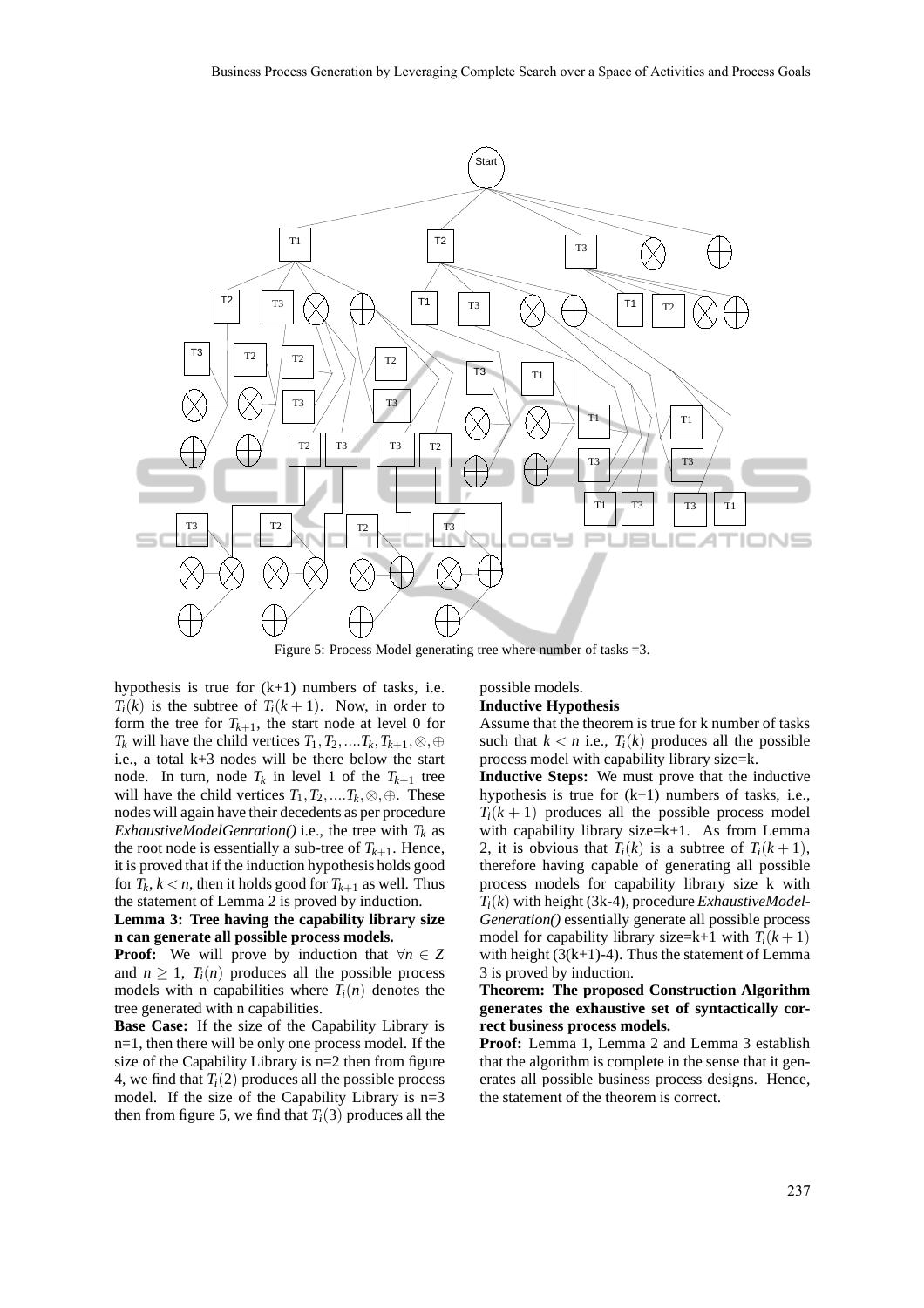Figure 5: Process Model generating tree where number of tasks =3.

hypothesis is true for (k+1) numbers of tasks, i.e. $T_i(k)$ is the subtree of $T_i(k+1)$. Now, in order to form the tree for $T_{k+1}$, the start node at level 0 for $T_k$ will have the child vertices $T_1, T_2, ....T_k, T_{k+1}, \otimes, \oplus$ i.e., a total k+3 nodes will be there below the start node. In turn, node $T_k$ in level 1 of the $T_{k+1}$ tree will have the child vertices $T_1, T_2, ....T_k, \otimes, \oplus$. These nodes will again have their decedents as per procedure *ExhaustiveModelGenration()* i.e., the tree with $T_k$ as the root node is essentially a sub-tree of $T_{k+1}$. Hence, it is proved that if the induction hypothesis holds good for $T_k$, $k < n$, then it holds good for $T_{k+1}$ as well. Thus the statement of Lemma 2 is proved by induction.

**Lemma 3: Tree having the capability library size n can generate all possible process models.**

**Proof:** We will prove by induction that $\forall n \in Z$ and $n \geq 1$, $T_i(n)$ produces all the possible process models with n capabilities where $T_i(n)$ denotes the tree generated with n capabilities.

**Base Case:** If the size of the Capability Library is n=1, then there will be only one process model. If the size of the Capability Library is n=2 then from figure 4, we find that $T_i(2)$ produces all the possible process model. If the size of the Capability Library is n=3 then from figure 5, we find that $T_i(3)$ produces all the possible models.

**Inductive Hypothesis**

Assume that the theorem is true for k number of tasks such that $k < n$ i.e., $T_i(k)$ produces all the possible process model with capability library size=k.

**Inductive Steps:** We must prove that the inductive hypothesis is true for (k+1) numbers of tasks, i.e., $T_i(k+1)$ produces all the possible process model with capability library size=k+1. As from Lemma 2, it is obvious that $T_i(k)$ is a subtree of $T_i(k+1)$, therefore having capable of generating all possible process models for capability library size k with $T_i(k)$ with height (3k-4), procedure *ExhaustiveModelGeneration()* essentially generate all possible process model for capability library size=k+1 with $T_i(k+1)$ with height (3(k+1)-4). Thus the statement of Lemma 3 is proved by induction.

**Theorem: The proposed Construction Algorithm generates the exhaustive set of syntactically correct business process models.**

**Proof:** Lemma 1, Lemma 2 and Lemma 3 establish that the algorithm is complete in the sense that it generates all possible business process designs. Hence, the statement of the theorem is correct.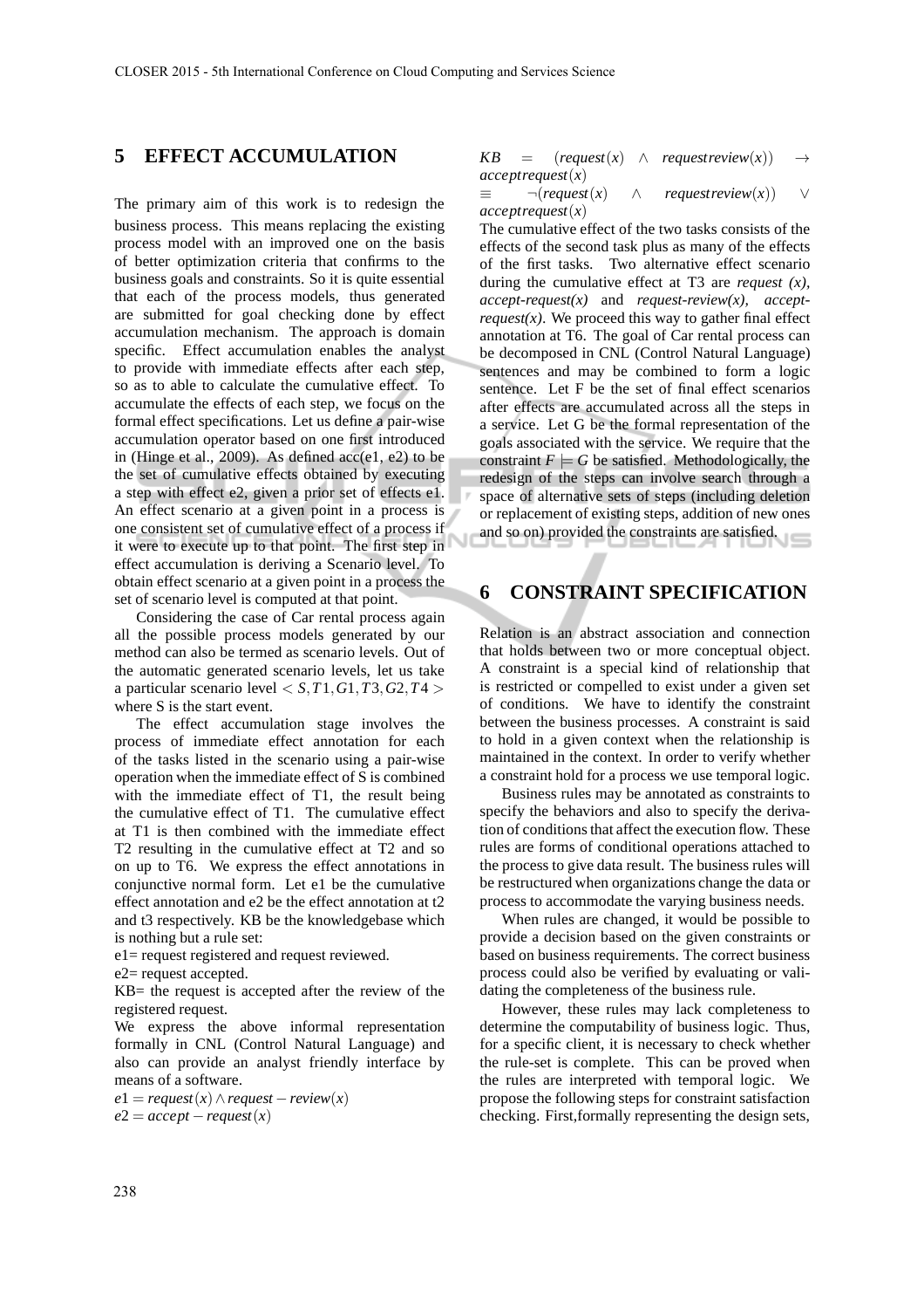## 5 EFFECT ACCUMULATION

The primary aim of this work is to redesign the business process. This means replacing the existing process model with an improved one on the basis of better optimization criteria that confirms to the business goals and constraints. So it is quite essential that each of the process models, thus generated are submitted for goal checking done by effect accumulation mechanism. The approach is domain specific. Effect accumulation enables the analyst to provide with immediate effects after each step, so as to able to calculate the cumulative effect. To accumulate the effects of each step, we focus on the formal effect specifications. Let us define a pair-wise accumulation operator based on one first introduced in (Hinge et al., 2009). As defined acc(e1, e2) to be the set of cumulative effects obtained by executing a step with effect e2, given a prior set of effects e1. An effect scenario at a given point in a process is one consistent set of cumulative effect of a process if it were to execute up to that point. The first step in effect accumulation is deriving a Scenario level. To obtain effect scenario at a given point in a process the set of scenario level is computed at that point.

Considering the case of Car rental process again all the possible process models generated by our method can also be termed as scenario levels. Out of the automatic generated scenario levels, let us take a particular scenario level $< S, T1, G1, T3, G2, T4 >$ where S is the start event.

The effect accumulation stage involves the process of immediate effect annotation for each of the tasks listed in the scenario using a pair-wise operation when the immediate effect of S is combined with the immediate effect of T1, the result being the cumulative effect of T1. The cumulative effect at T1 is then combined with the immediate effect T2 resulting in the cumulative effect at T2 and so on up to T6. We express the effect annotations in conjunctive normal form. Let e1 be the cumulative effect annotation and e2 be the effect annotation at t2 and t3 respectively. KB be the knowledgebase which is nothing but a rule set:

e1= request registered and request reviewed.

e2= request accepted.

KB= the request is accepted after the review of the registered request.

We express the above informal representation formally in CNL (Control Natural Language) and also can provide an analyst friendly interface by means of a software.

$e1 = request(x) \wedge request - review(x)$

$e2 = accept - request(x)$

$KB = (request(x) \wedge requestreview(x)) \rightarrow acceptrequest(x)$

$\equiv \neg(request(x) \wedge requestreview(x)) \vee acceptrequest(x)$

The cumulative effect of the two tasks consists of the effects of the second task plus as many of the effects of the first tasks. Two alternative effect scenario during the cumulative effect at T3 are *request (x)*, *accept-request(x)* and *request-review(x)*, *accept-request(x)*. We proceed this way to gather final effect annotation at T6. The goal of Car rental process can be decomposed in CNL (Control Natural Language) sentences and may be combined to form a logic sentence. Let F be the set of final effect scenarios after effects are accumulated across all the steps in a service. Let G be the formal representation of the goals associated with the service. We require that the constraint $F \models G$ be satisfied. Methodologically, the redesign of the steps can involve search through a space of alternative sets of steps (including deletion or replacement of existing steps, addition of new ones and so on) provided the constraints are satisfied.

## 6 CONSTRAINT SPECIFICATION

Relation is an abstract association and connection that holds between two or more conceptual object. A constraint is a special kind of relationship that is restricted or compelled to exist under a given set of conditions. We have to identify the constraint between the business processes. A constraint is said to hold in a given context when the relationship is maintained in the context. In order to verify whether a constraint hold for a process we use temporal logic.

Business rules may be annotated as constraints to specify the behaviors and also to specify the derivation of conditions that affect the execution flow. These rules are forms of conditional operations attached to the process to give data result. The business rules will be restructured when organizations change the data or process to accommodate the varying business needs.

When rules are changed, it would be possible to provide a decision based on the given constraints or based on business requirements. The correct business process could also be verified by evaluating or validating the completeness of the business rule.

However, these rules may lack completeness to determine the computability of business logic. Thus, for a specific client, it is necessary to check whether the rule-set is complete. This can be proved when the rules are interpreted with temporal logic. We propose the following steps for constraint satisfaction checking. First,formally representing the design sets,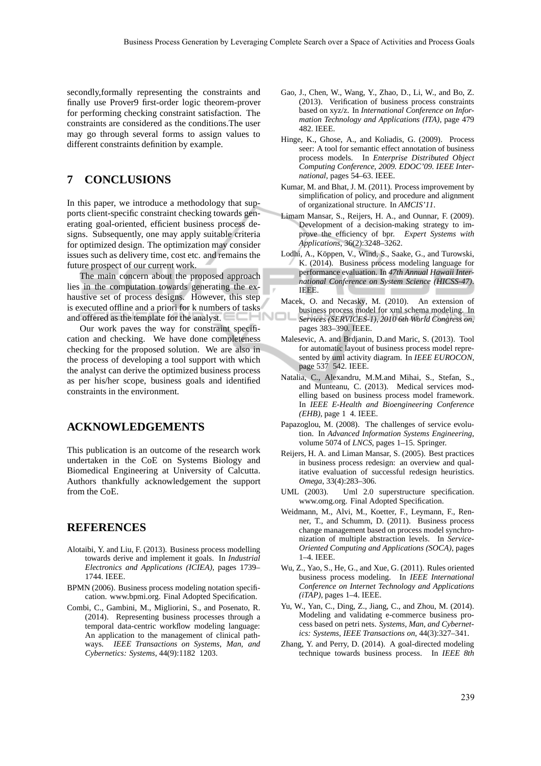secondly,formally representing the constraints and finally use Prover9 first-order logic theorem-prover for performing checking constraint satisfaction. The constraints are considered as the conditions.The user may go through several forms to assign values to different constraints definition by example.

## 7 CONCLUSIONS

In this paper, we introduce a methodology that supports client-specific constraint checking towards generating goal-oriented, efficient business process designs. Subsequently, one may apply suitable criteria for optimized design. The optimization may consider issues such as delivery time, cost etc. and remains the future prospect of our current work.

The main concern about the proposed approach lies in the computation towards generating the exhaustive set of process designs. However, this step is executed offline and a priori for k numbers of tasks and offered as the template for the analyst.

Our work paves the way for constraint specification and checking. We have done completeness checking for the proposed solution. We are also in the process of developing a tool support with which the analyst can derive the optimized business process as per his/her scope, business goals and identified constraints in the environment.

## ACKNOWLEDGEMENTS

This publication is an outcome of the research work undertaken in the CoE on Systems Biology and Biomedical Engineering at University of Calcutta. Authors thankfully acknowledgement the support from the CoE.

## REFERENCES

Alotaibi, Y. and Liu, F. (2013). Business process modelling towards derive and implement it goals. In *Industrial Electronics and Applications (ICIEA)*, pages 1739–1744. IEEE.

BPMN (2006). Business process modeling notation specification. www.bpmi.org. Final Adopted Specification.

Combi, C., Gambini, M., Migliorini, S., and Posenato, R. (2014). Representing business processes through a temporal data-centric workflow modeling language: An application to the management of clinical pathways. *IEEE Transactions on Systems, Man, and Cybernetics: Systems*, 44(9):1182 1203.

Gao, J., Chen, W., Wang, Y., Zhao, D., Li, W., and Bo, Z. (2013). Verification of business process constraints based on xyz/z. In *International Conference on Information Technology and Applications (ITA)*, page 479 482. IEEE.

Hinge, K., Ghose, A., and Koliadis, G. (2009). Process seer: A tool for semantic effect annotation of business process models. In *Enterprise Distributed Object Computing Conference, 2009. EDOC'09. IEEE International*, pages 54–63. IEEE.

Kumar, M. and Bhat, J. M. (2011). Process improvement by simplification of policy, and procedure and alignment of organizational structure. In *AMCIS'11*.

Limam Mansar, S., Reijers, H. A., and Ounnar, F. (2009). Development of a decision-making strategy to improve the efficiency of bpr. *Expert Systems with Applications*, 36(2):3248–3262.

Lodhi, A., Köppen, V., Wind, S., Saake, G., and Turowski, K. (2014). Business process modeling language for performance evaluation. In *47th Annual Hawaii International Conference on System Science (HICSS-47)*. IEEE.

Macek, O. and Necasky, M. (2010). An extension of business process model for xml schema modeling. In *Services (SERVICES-1), 2010 6th World Congress on*, pages 383–390. IEEE.

Malesevic, A. and Brdjanin, D.and Maric, S. (2013). Tool for automatic layout of business process model represented by uml activity diagram. In *IEEE EUROCON*, page 537 542. IEEE.

Natalia, C., Alexandru, M.M.and Mihai, S., Stefan, S., and Munteanu, C. (2013). Medical services modelling based on business process model framework. In *IEEE E-Health and Bioengineering Conference (EHB)*, page 1 4. IEEE.

Papazoglou, M. (2008). The challenges of service evolution. In *Advanced Information Systems Engineering*, volume 5074 of *LNCS*, pages 1–15. Springer.

Reijers, H. A. and Liman Mansar, S. (2005). Best practices in business process redesign: an overview and qualitative evaluation of successful redesign heuristics. *Omega*, 33(4):283–306.

UML (2003). Uml 2.0 superstructure specification. www.omg.org. Final Adopted Specification.

Weidmann, M., Alvi, M., Koetter, F., Leymann, F., Renner, T., and Schumm, D. (2011). Business process change management based on process model synchronization of multiple abstraction levels. In *Service-Oriented Computing and Applications (SOCA)*, pages 1–4. IEEE.

Wu, Z., Yao, S., He, G., and Xue, G. (2011). Rules oriented business process modeling. In *IEEE International Conference on Internet Technology and Applications (iTAP)*, pages 1–4. IEEE.

Yu, W., Yan, C., Ding, Z., Jiang, C., and Zhou, M. (2014). Modeling and validating e-commerce business process based on petri nets. *Systems, Man, and Cybernetics: Systems, IEEE Transactions on*, 44(3):327–341.

Zhang, Y. and Perry, D. (2014). A goal-directed modeling technique towards business process. In *IEEE 8th*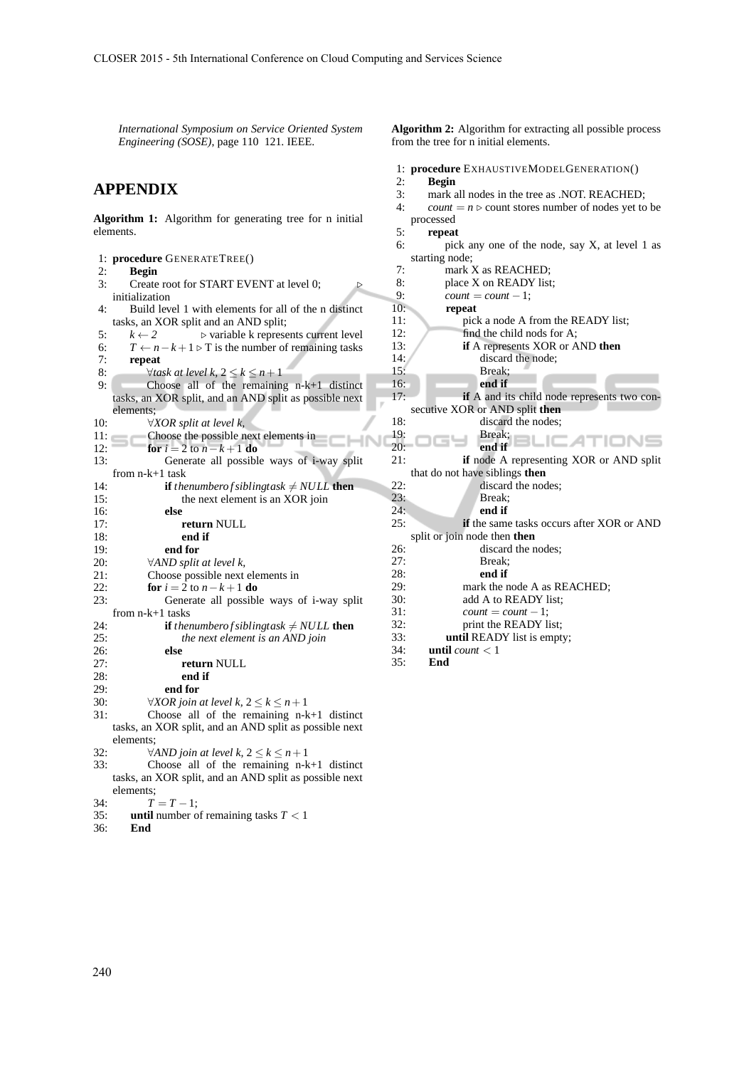International Symposium on Service Oriented System Engineering (SOSE), page 110 121. IEEE.

## APPENDIX

**Algorithm 1:** Algorithm for generating tree for n initial elements.

```
1:  procedure GENERATETREE()
2:      Begin
3:      Create root for START EVENT at level 0;  ▷ initialization
4:      Build level 1 with elements for all of the n distinct tasks, an XOR split and an AND split;
5:      k ← 2          ▷ variable k represents current level
6:      T ← n − k + 1 ▷ T is the number of remaining tasks
7:      repeat
8:          ∀task at level k, 2 ≤ k ≤ n + 1
9:          Choose all of the remaining n-k+1 distinct tasks, an XOR split, and an AND split as possible next elements;
10:         ∀XOR split at level k,
11:         Choose the possible next elements in
12:         for i = 2 to n − k + 1 do
13:             Generate all possible ways of i-way split from n-k+1 task
14:             if thenumberofsiblingtask ≠ NULL then
15:                 the next element is an XOR join
16:             else
17:                 return NULL
18:                 end if
19:             end for
20:         ∀AND split at level k,
21:         Choose possible next elements in
22:         for i = 2 to n − k + 1 do
23:             Generate all possible ways of i-way split from n-k+1 tasks
24:             if thenumberofsiblingtask ≠ NULL then
25:                 the next element is an AND join
26:             else
27:                 return NULL
28:                 end if
29:             end for
30:         ∀XOR join at level k, 2 ≤ k ≤ n + 1
31:         Choose all of the remaining n-k+1 distinct tasks, an XOR split, and an AND split as possible next elements;
32:         ∀AND join at level k, 2 ≤ k ≤ n + 1
33:         Choose all of the remaining n-k+1 distinct tasks, an XOR split, and an AND split as possible next elements;
34:         T = T − 1;
35:     until number of remaining tasks T < 1
36:     End
```

**Algorithm 2:** Algorithm for extracting all possible process from the tree for n initial elements.

```
1:  procedure EXHAUSTIVEMODELGENERATION()
2:      Begin
3:      mark all nodes in the tree as .NOT. REACHED;
4:      count = n ▷ count stores number of nodes yet to be processed
5:      repeat
6:          pick any one of the node, say X, at level 1 as starting node;
7:          mark X as REACHED;
8:          place X on READY list;
9:          count = count − 1;
10:         repeat
11:             pick a node A from the READY list;
12:             find the child nods for A;
13:             if A represents XOR or AND then
14:                 discard the node;
15:                 Break;
16:                 end if
17:             if A and its child node represents two consecutive XOR or AND split then
18:                 discard the nodes;
19:                 Break;
20:                 end if
21:             if node A representing XOR or AND split that do not have siblings then
22:                 discard the nodes;
23:                 Break;
24:                 end if
25:             if the same tasks occurs after XOR or AND split or join node then then
26:                 discard the nodes;
27:                 Break;
28:                 end if
29:             mark the node A as REACHED;
30:             add A to READY list;
31:             count = count − 1;
32:             print the READY list;
33:         until READY list is empty;
34:     until count < 1
35:     End
```